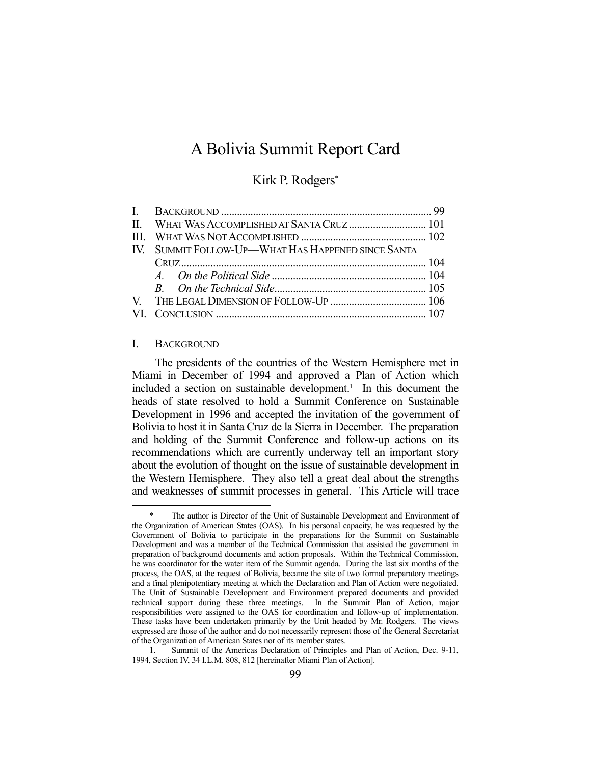# A Bolivia Summit Report Card

Kirk P. Rodgers*

I. BACKGROUND .............................................................................. 99
II. WHAT WAS ACCOMPLISHED AT SANTA CRUZ ............................ 101
III. WHAT WAS NOT ACCOMPLISHED ............................................... 102
IV. SUMMIT FOLLOW-UP—WHAT HAS HAPPENED SINCE SANTA CRUZ ......................................................................................... 104
  *A. On the Political Side* .......................................................... 104
  *B. On the Technical Side* ......................................................... 105
V. THE LEGAL DIMENSION OF FOLLOW-UP .................................... 106
VI. CONCLUSION .............................................................................. 107

## I. BACKGROUND

The presidents of the countries of the Western Hemisphere met in Miami in December of 1994 and approved a Plan of Action which included a section on sustainable development.[1] In this document the heads of state resolved to hold a Summit Conference on Sustainable Development in 1996 and accepted the invitation of the government of Bolivia to host it in Santa Cruz de la Sierra in December. The preparation and holding of the Summit Conference and follow-up actions on its recommendations which are currently underway tell an important story about the evolution of thought on the issue of sustainable development in the Western Hemisphere. They also tell a great deal about the strengths and weaknesses of summit processes in general. This Article will trace

---

\* The author is Director of the Unit of Sustainable Development and Environment of the Organization of American States (OAS). In his personal capacity, he was requested by the Government of Bolivia to participate in the preparations for the Summit on Sustainable Development and was a member of the Technical Commission that assisted the government in preparation of background documents and action proposals. Within the Technical Commission, he was coordinator for the water item of the Summit agenda. During the last six months of the process, the OAS, at the request of Bolivia, became the site of two formal preparatory meetings and a final plenipotentiary meeting at which the Declaration and Plan of Action were negotiated. The Unit of Sustainable Development and Environment prepared documents and provided technical support during these three meetings. In the Summit Plan of Action, major responsibilities were assigned to the OAS for coordination and follow-up of implementation. These tasks have been undertaken primarily by the Unit headed by Mr. Rodgers. The views expressed are those of the author and do not necessarily represent those of the General Secretariat of the Organization of American States nor of its member states.

1. Summit of the Americas Declaration of Principles and Plan of Action, Dec. 9-11, 1994, Section IV, 34 I.L.M. 808, 812 [hereinafter Miami Plan of Action].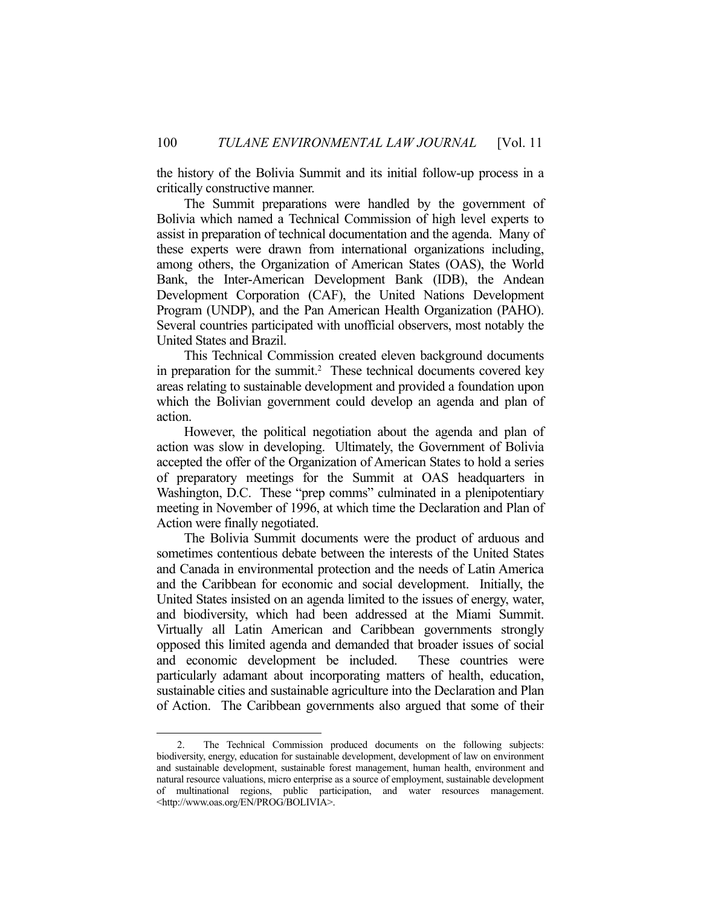the history of the Bolivia Summit and its initial follow-up process in a critically constructive manner.

The Summit preparations were handled by the government of Bolivia which named a Technical Commission of high level experts to assist in preparation of technical documentation and the agenda. Many of these experts were drawn from international organizations including, among others, the Organization of American States (OAS), the World Bank, the Inter-American Development Bank (IDB), the Andean Development Corporation (CAF), the United Nations Development Program (UNDP), and the Pan American Health Organization (PAHO). Several countries participated with unofficial observers, most notably the United States and Brazil.

This Technical Commission created eleven background documents in preparation for the summit.[2] These technical documents covered key areas relating to sustainable development and provided a foundation upon which the Bolivian government could develop an agenda and plan of action.

However, the political negotiation about the agenda and plan of action was slow in developing. Ultimately, the Government of Bolivia accepted the offer of the Organization of American States to hold a series of preparatory meetings for the Summit at OAS headquarters in Washington, D.C. These "prep comms" culminated in a plenipotentiary meeting in November of 1996, at which time the Declaration and Plan of Action were finally negotiated.

The Bolivia Summit documents were the product of arduous and sometimes contentious debate between the interests of the United States and Canada in environmental protection and the needs of Latin America and the Caribbean for economic and social development. Initially, the United States insisted on an agenda limited to the issues of energy, water, and biodiversity, which had been addressed at the Miami Summit. Virtually all Latin American and Caribbean governments strongly opposed this limited agenda and demanded that broader issues of social and economic development be included. These countries were particularly adamant about incorporating matters of health, education, sustainable cities and sustainable agriculture into the Declaration and Plan of Action. The Caribbean governments also argued that some of their

---

2. The Technical Commission produced documents on the following subjects: biodiversity, energy, education for sustainable development, development of law on environment and sustainable development, sustainable forest management, human health, environment and natural resource valuations, micro enterprise as a source of employment, sustainable development of multinational regions, public participation, and water resources management. <http://www.oas.org/EN/PROG/BOLIVIA>.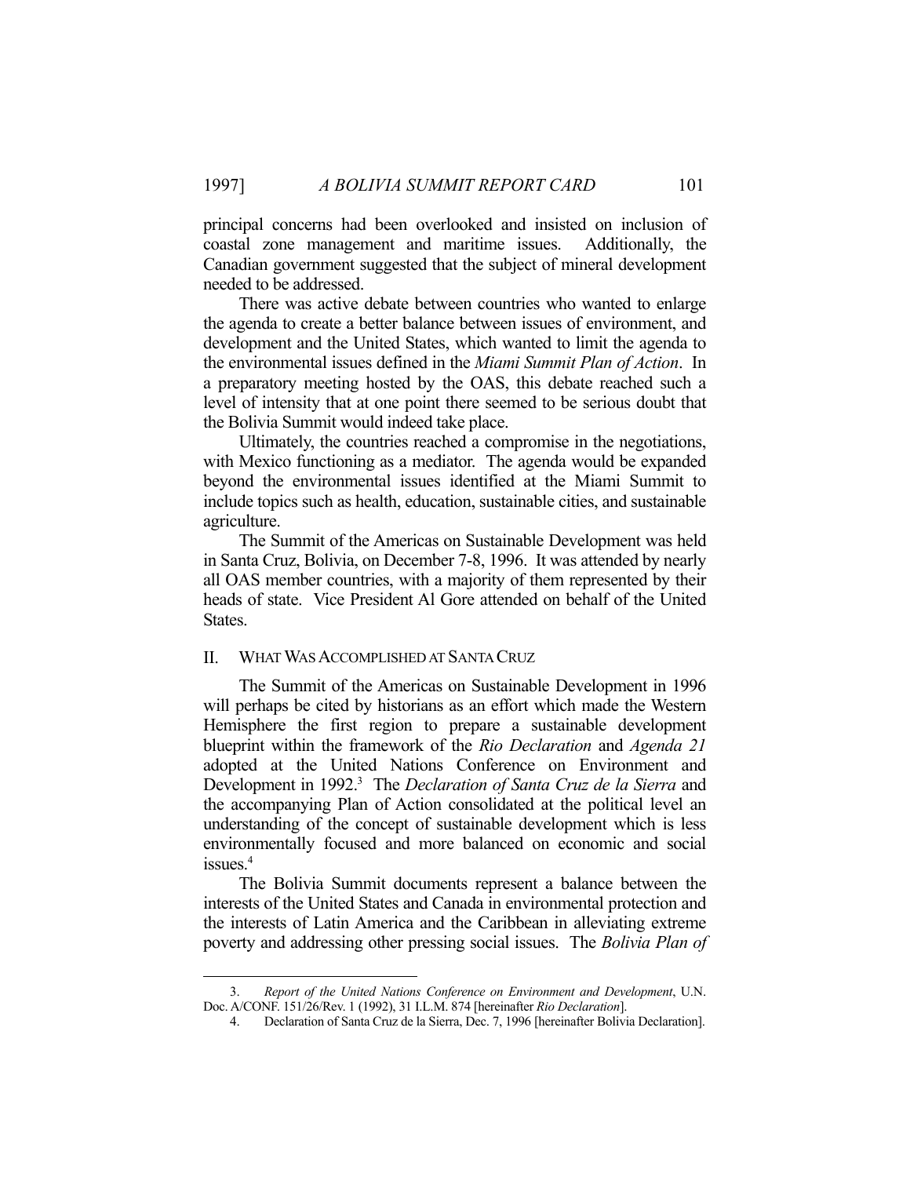principal concerns had been overlooked and insisted on inclusion of coastal zone management and maritime issues. Additionally, the Canadian government suggested that the subject of mineral development needed to be addressed.

There was active debate between countries who wanted to enlarge the agenda to create a better balance between issues of environment, and development and the United States, which wanted to limit the agenda to the environmental issues defined in the *Miami Summit Plan of Action*. In a preparatory meeting hosted by the OAS, this debate reached such a level of intensity that at one point there seemed to be serious doubt that the Bolivia Summit would indeed take place.

Ultimately, the countries reached a compromise in the negotiations, with Mexico functioning as a mediator. The agenda would be expanded beyond the environmental issues identified at the Miami Summit to include topics such as health, education, sustainable cities, and sustainable agriculture.

The Summit of the Americas on Sustainable Development was held in Santa Cruz, Bolivia, on December 7-8, 1996. It was attended by nearly all OAS member countries, with a majority of them represented by their heads of state. Vice President Al Gore attended on behalf of the United States.

## II. What Was Accomplished at Santa Cruz

The Summit of the Americas on Sustainable Development in 1996 will perhaps be cited by historians as an effort which made the Western Hemisphere the first region to prepare a sustainable development blueprint within the framework of the *Rio Declaration* and *Agenda 21* adopted at the United Nations Conference on Environment and Development in 1992.[3] The *Declaration of Santa Cruz de la Sierra* and the accompanying Plan of Action consolidated at the political level an understanding of the concept of sustainable development which is less environmentally focused and more balanced on economic and social issues.[4]

The Bolivia Summit documents represent a balance between the interests of the United States and Canada in environmental protection and the interests of Latin America and the Caribbean in alleviating extreme poverty and addressing other pressing social issues. The *Bolivia Plan of*

3. *Report of the United Nations Conference on Environment and Development*, U.N. Doc. A/CONF. 151/26/Rev. 1 (1992), 31 I.L.M. 874 [hereinafter *Rio Declaration*].

4. Declaration of Santa Cruz de la Sierra, Dec. 7, 1996 [hereinafter Bolivia Declaration].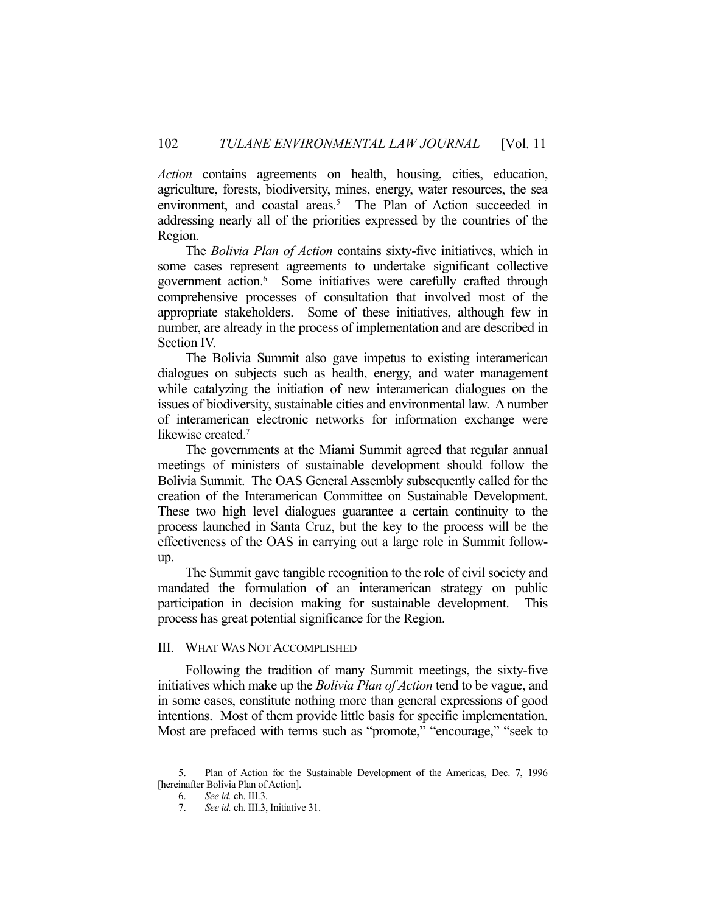*Action* contains agreements on health, housing, cities, education, agriculture, forests, biodiversity, mines, energy, water resources, the sea environment, and coastal areas.[5] The Plan of Action succeeded in addressing nearly all of the priorities expressed by the countries of the Region.

The *Bolivia Plan of Action* contains sixty-five initiatives, which in some cases represent agreements to undertake significant collective government action.[6] Some initiatives were carefully crafted through comprehensive processes of consultation that involved most of the appropriate stakeholders. Some of these initiatives, although few in number, are already in the process of implementation and are described in Section IV.

The Bolivia Summit also gave impetus to existing interamerican dialogues on subjects such as health, energy, and water management while catalyzing the initiation of new interamerican dialogues on the issues of biodiversity, sustainable cities and environmental law. A number of interamerican electronic networks for information exchange were likewise created.[7]

The governments at the Miami Summit agreed that regular annual meetings of ministers of sustainable development should follow the Bolivia Summit. The OAS General Assembly subsequently called for the creation of the Interamerican Committee on Sustainable Development. These two high level dialogues guarantee a certain continuity to the process launched in Santa Cruz, but the key to the process will be the effectiveness of the OAS in carrying out a large role in Summit follow-up.

The Summit gave tangible recognition to the role of civil society and mandated the formulation of an interamerican strategy on public participation in decision making for sustainable development. This process has great potential significance for the Region.

## III. WHAT WAS NOT ACCOMPLISHED

Following the tradition of many Summit meetings, the sixty-five initiatives which make up the *Bolivia Plan of Action* tend to be vague, and in some cases, constitute nothing more than general expressions of good intentions. Most of them provide little basis for specific implementation. Most are prefaced with terms such as "promote," "encourage," "seek to

---

5. Plan of Action for the Sustainable Development of the Americas, Dec. 7, 1996 [hereinafter Bolivia Plan of Action].

6. *See id.* ch. III.3.

7. *See id.* ch. III.3, Initiative 31.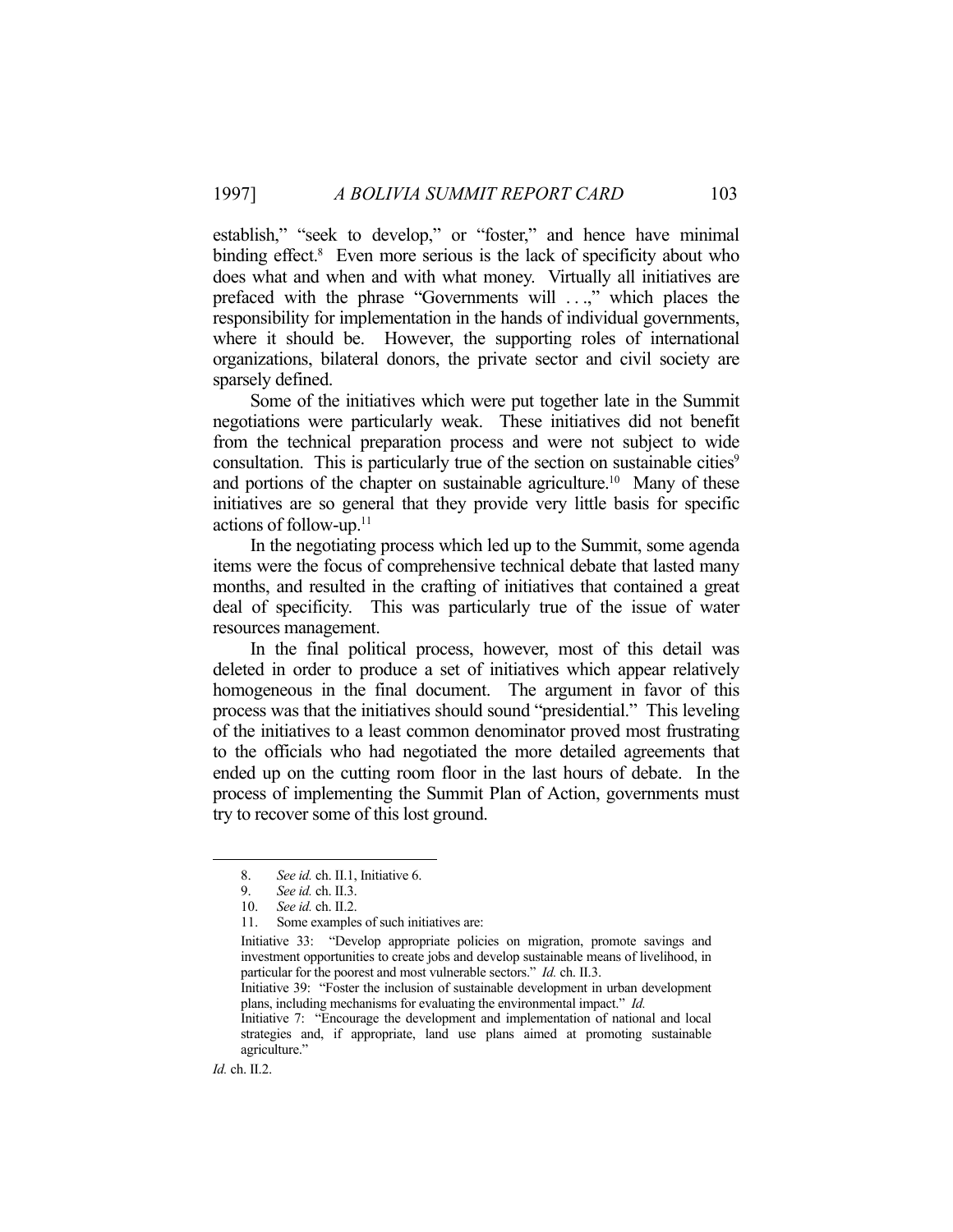establish," "seek to develop," or "foster," and hence have minimal binding effect.[8] Even more serious is the lack of specificity about who does what and when and with what money. Virtually all initiatives are prefaced with the phrase "Governments will . . .," which places the responsibility for implementation in the hands of individual governments, where it should be. However, the supporting roles of international organizations, bilateral donors, the private sector and civil society are sparsely defined.

Some of the initiatives which were put together late in the Summit negotiations were particularly weak. These initiatives did not benefit from the technical preparation process and were not subject to wide consultation. This is particularly true of the section on sustainable cities[9] and portions of the chapter on sustainable agriculture.[10] Many of these initiatives are so general that they provide very little basis for specific actions of follow-up.[11]

In the negotiating process which led up to the Summit, some agenda items were the focus of comprehensive technical debate that lasted many months, and resulted in the crafting of initiatives that contained a great deal of specificity. This was particularly true of the issue of water resources management.

In the final political process, however, most of this detail was deleted in order to produce a set of initiatives which appear relatively homogeneous in the final document. The argument in favor of this process was that the initiatives should sound "presidential." This leveling of the initiatives to a least common denominator proved most frustrating to the officials who had negotiated the more detailed agreements that ended up on the cutting room floor in the last hours of debate. In the process of implementing the Summit Plan of Action, governments must try to recover some of this lost ground.

---

8. *See id.* ch. II.1, Initiative 6.
9. *See id.* ch. II.3.
10. *See id.* ch. II.2.
11. Some examples of such initiatives are:

Initiative 33: "Develop appropriate policies on migration, promote savings and investment opportunities to create jobs and develop sustainable means of livelihood, in particular for the poorest and most vulnerable sectors." *Id.* ch. II.3.

Initiative 39: "Foster the inclusion of sustainable development in urban development plans, including mechanisms for evaluating the environmental impact." *Id.*

Initiative 7: "Encourage the development and implementation of national and local strategies and, if appropriate, land use plans aimed at promoting sustainable agriculture."

*Id.* ch. II.2.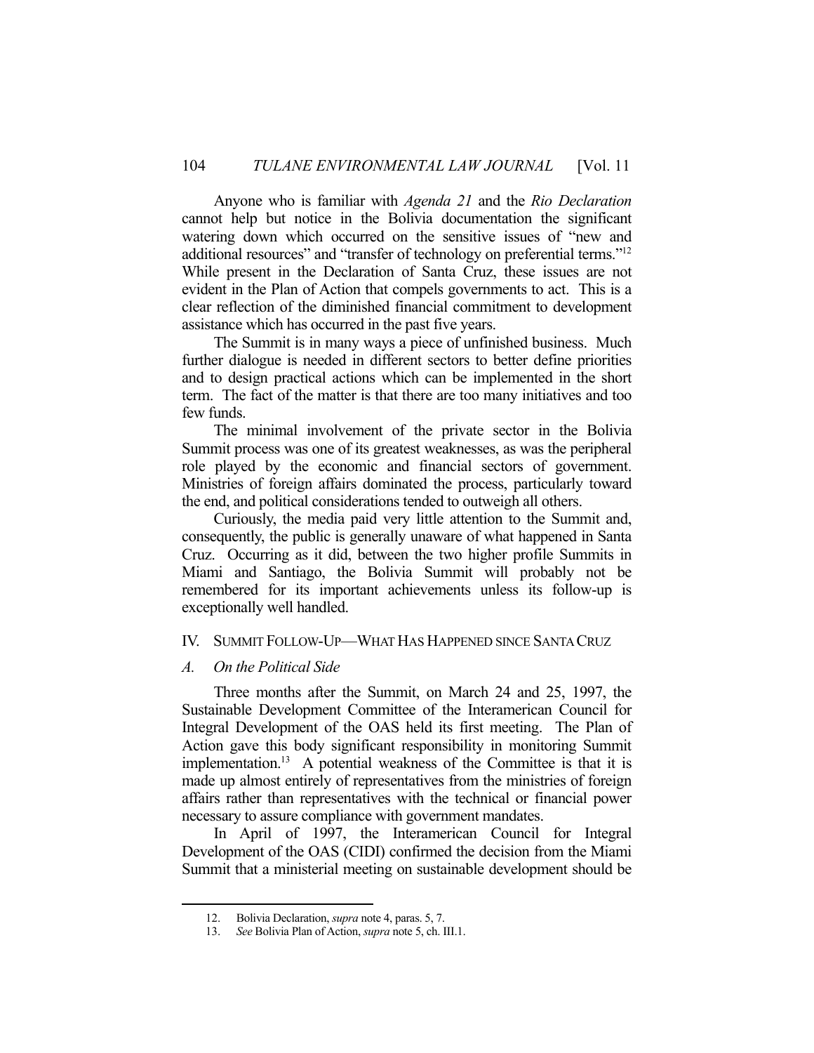Anyone who is familiar with *Agenda 21* and the *Rio Declaration* cannot help but notice in the Bolivia documentation the significant watering down which occurred on the sensitive issues of "new and additional resources" and "transfer of technology on preferential terms."[12] While present in the Declaration of Santa Cruz, these issues are not evident in the Plan of Action that compels governments to act. This is a clear reflection of the diminished financial commitment to development assistance which has occurred in the past five years.

The Summit is in many ways a piece of unfinished business. Much further dialogue is needed in different sectors to better define priorities and to design practical actions which can be implemented in the short term. The fact of the matter is that there are too many initiatives and too few funds.

The minimal involvement of the private sector in the Bolivia Summit process was one of its greatest weaknesses, as was the peripheral role played by the economic and financial sectors of government. Ministries of foreign affairs dominated the process, particularly toward the end, and political considerations tended to outweigh all others.

Curiously, the media paid very little attention to the Summit and, consequently, the public is generally unaware of what happened in Santa Cruz. Occurring as it did, between the two higher profile Summits in Miami and Santiago, the Bolivia Summit will probably not be remembered for its important achievements unless its follow-up is exceptionally well handled.

## IV. Summit Follow-Up—What Has Happened since Santa Cruz

### A. *On the Political Side*

Three months after the Summit, on March 24 and 25, 1997, the Sustainable Development Committee of the Interamerican Council for Integral Development of the OAS held its first meeting. The Plan of Action gave this body significant responsibility in monitoring Summit implementation.[13] A potential weakness of the Committee is that it is made up almost entirely of representatives from the ministries of foreign affairs rather than representatives with the technical or financial power necessary to assure compliance with government mandates.

In April of 1997, the Interamerican Council for Integral Development of the OAS (CIDI) confirmed the decision from the Miami Summit that a ministerial meeting on sustainable development should be

---

12. Bolivia Declaration, *supra* note 4, paras. 5, 7.
13. *See* Bolivia Plan of Action, *supra* note 5, ch. III.1.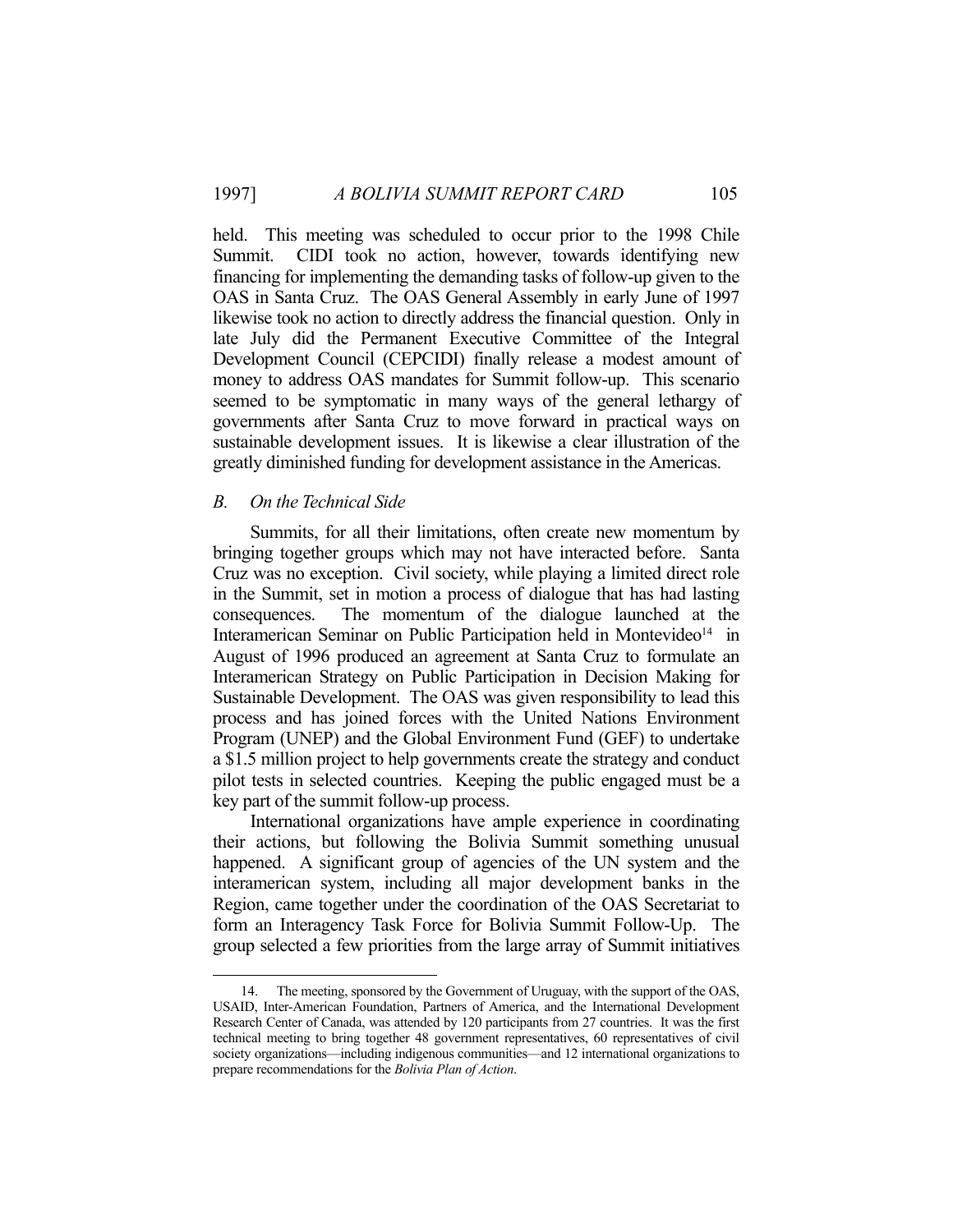held. This meeting was scheduled to occur prior to the 1998 Chile Summit. CIDI took no action, however, towards identifying new financing for implementing the demanding tasks of follow-up given to the OAS in Santa Cruz. The OAS General Assembly in early June of 1997 likewise took no action to directly address the financial question. Only in late July did the Permanent Executive Committee of the Integral Development Council (CEPCIDI) finally release a modest amount of money to address OAS mandates for Summit follow-up. This scenario seemed to be symptomatic in many ways of the general lethargy of governments after Santa Cruz to move forward in practical ways on sustainable development issues. It is likewise a clear illustration of the greatly diminished funding for development assistance in the Americas.

### *B. On the Technical Side*

Summits, for all their limitations, often create new momentum by bringing together groups which may not have interacted before. Santa Cruz was no exception. Civil society, while playing a limited direct role in the Summit, set in motion a process of dialogue that has had lasting consequences. The momentum of the dialogue launched at the Interamerican Seminar on Public Participation held in Montevideo[14] in August of 1996 produced an agreement at Santa Cruz to formulate an Interamerican Strategy on Public Participation in Decision Making for Sustainable Development. The OAS was given responsibility to lead this process and has joined forces with the United Nations Environment Program (UNEP) and the Global Environment Fund (GEF) to undertake a $1.5 million project to help governments create the strategy and conduct pilot tests in selected countries. Keeping the public engaged must be a key part of the summit follow-up process.

International organizations have ample experience in coordinating their actions, but following the Bolivia Summit something unusual happened. A significant group of agencies of the UN system and the interamerican system, including all major development banks in the Region, came together under the coordination of the OAS Secretariat to form an Interagency Task Force for Bolivia Summit Follow-Up. The group selected a few priorities from the large array of Summit initiatives

---

14. The meeting, sponsored by the Government of Uruguay, with the support of the OAS, USAID, Inter-American Foundation, Partners of America, and the International Development Research Center of Canada, was attended by 120 participants from 27 countries. It was the first technical meeting to bring together 48 government representatives, 60 representatives of civil society organizations—including indigenous communities—and 12 international organizations to prepare recommendations for the *Bolivia Plan of Action*.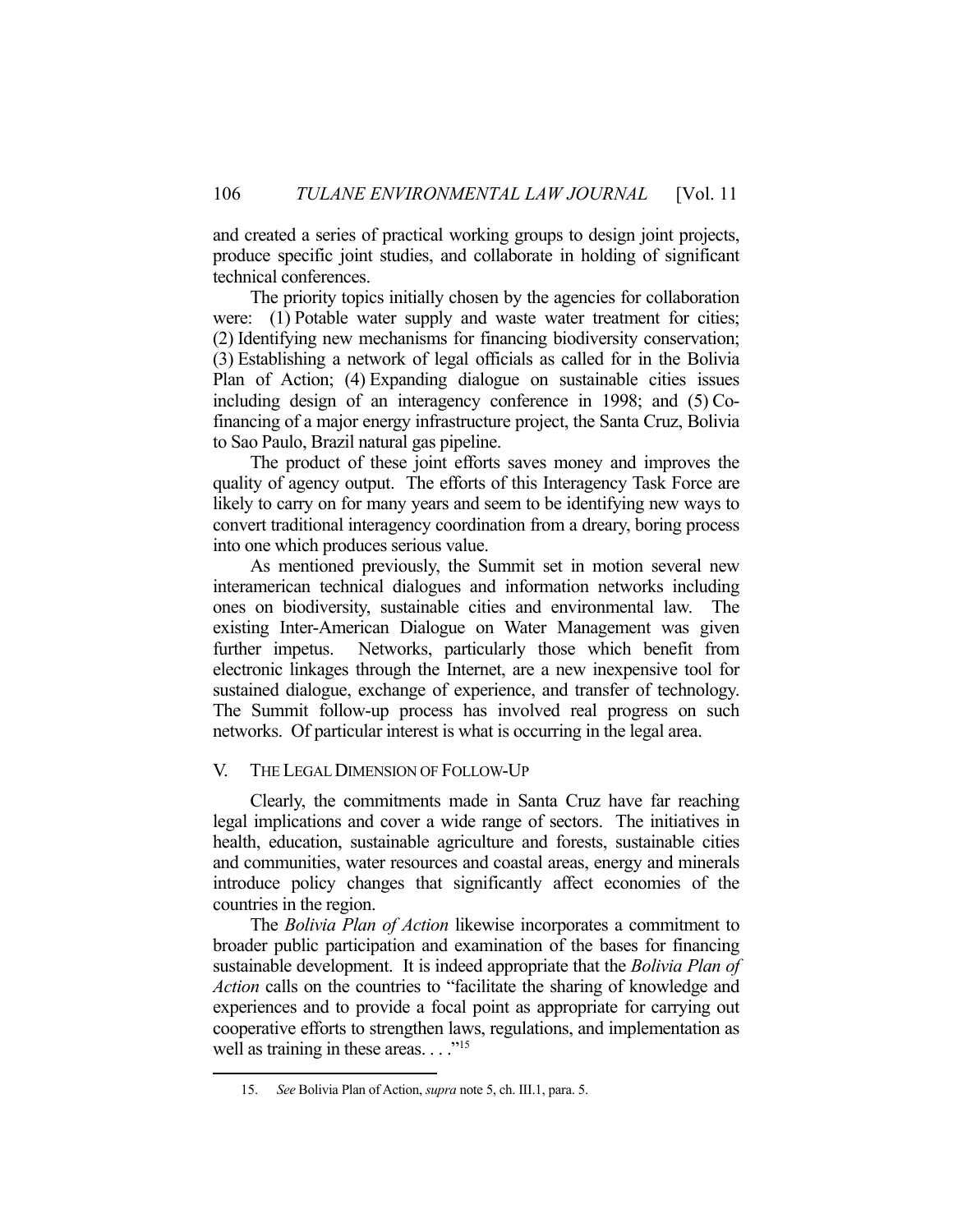and created a series of practical working groups to design joint projects, produce specific joint studies, and collaborate in holding of significant technical conferences.

The priority topics initially chosen by the agencies for collaboration were: (1) Potable water supply and waste water treatment for cities; (2) Identifying new mechanisms for financing biodiversity conservation; (3) Establishing a network of legal officials as called for in the Bolivia Plan of Action; (4) Expanding dialogue on sustainable cities issues including design of an interagency conference in 1998; and (5) Co-financing of a major energy infrastructure project, the Santa Cruz, Bolivia to Sao Paulo, Brazil natural gas pipeline.

The product of these joint efforts saves money and improves the quality of agency output. The efforts of this Interagency Task Force are likely to carry on for many years and seem to be identifying new ways to convert traditional interagency coordination from a dreary, boring process into one which produces serious value.

As mentioned previously, the Summit set in motion several new interamerican technical dialogues and information networks including ones on biodiversity, sustainable cities and environmental law. The existing Inter-American Dialogue on Water Management was given further impetus. Networks, particularly those which benefit from electronic linkages through the Internet, are a new inexpensive tool for sustained dialogue, exchange of experience, and transfer of technology. The Summit follow-up process has involved real progress on such networks. Of particular interest is what is occurring in the legal area.

## V. THE LEGAL DIMENSION OF FOLLOW-UP

Clearly, the commitments made in Santa Cruz have far reaching legal implications and cover a wide range of sectors. The initiatives in health, education, sustainable agriculture and forests, sustainable cities and communities, water resources and coastal areas, energy and minerals introduce policy changes that significantly affect economies of the countries in the region.

The *Bolivia Plan of Action* likewise incorporates a commitment to broader public participation and examination of the bases for financing sustainable development. It is indeed appropriate that the *Bolivia Plan of Action* calls on the countries to "facilitate the sharing of knowledge and experiences and to provide a focal point as appropriate for carrying out cooperative efforts to strengthen laws, regulations, and implementation as well as training in these areas. . . ."[15]

---

15. *See* Bolivia Plan of Action, *supra* note 5, ch. III.1, para. 5.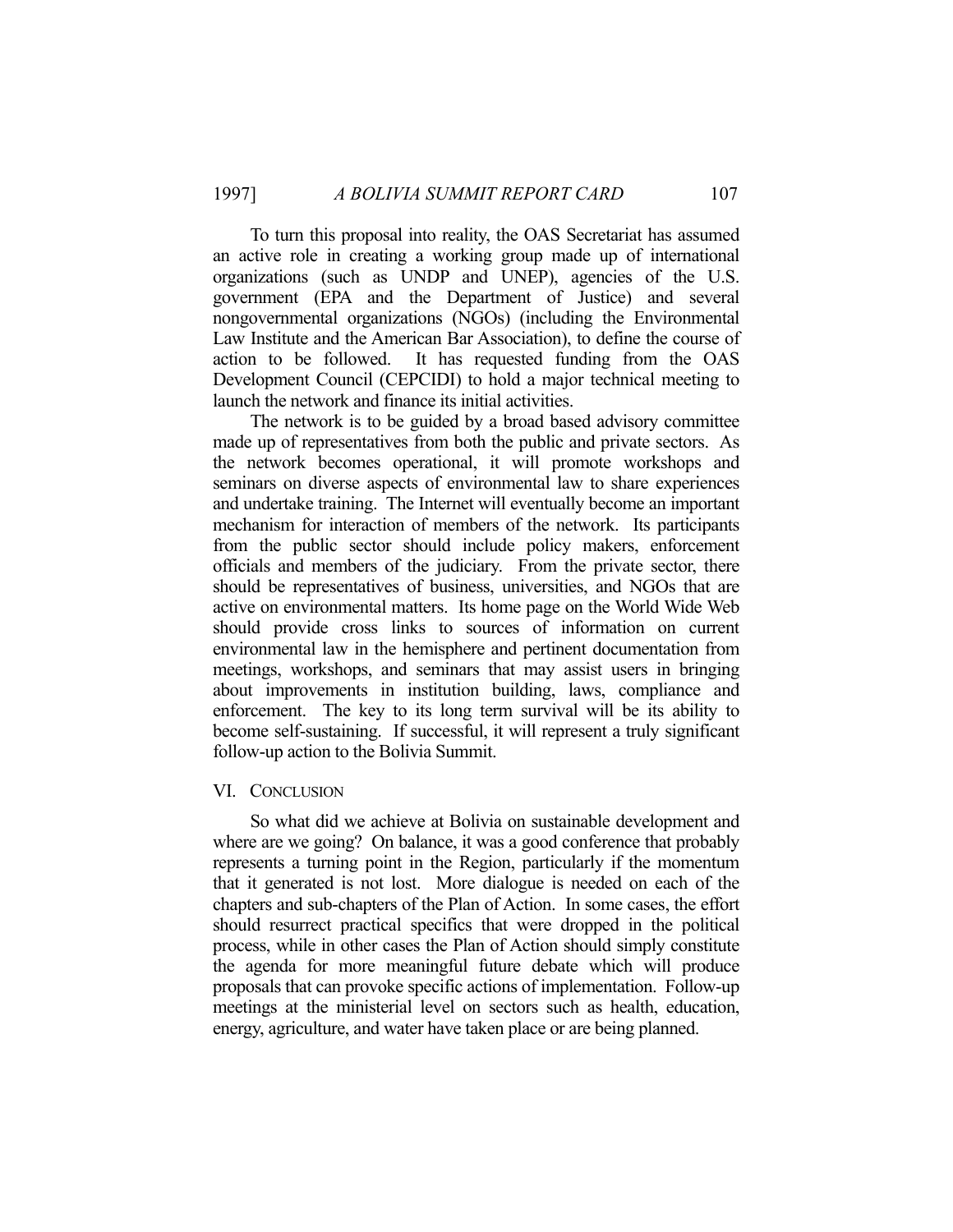To turn this proposal into reality, the OAS Secretariat has assumed an active role in creating a working group made up of international organizations (such as UNDP and UNEP), agencies of the U.S. government (EPA and the Department of Justice) and several nongovernmental organizations (NGOs) (including the Environmental Law Institute and the American Bar Association), to define the course of action to be followed. It has requested funding from the OAS Development Council (CEPCIDI) to hold a major technical meeting to launch the network and finance its initial activities.

The network is to be guided by a broad based advisory committee made up of representatives from both the public and private sectors. As the network becomes operational, it will promote workshops and seminars on diverse aspects of environmental law to share experiences and undertake training. The Internet will eventually become an important mechanism for interaction of members of the network. Its participants from the public sector should include policy makers, enforcement officials and members of the judiciary. From the private sector, there should be representatives of business, universities, and NGOs that are active on environmental matters. Its home page on the World Wide Web should provide cross links to sources of information on current environmental law in the hemisphere and pertinent documentation from meetings, workshops, and seminars that may assist users in bringing about improvements in institution building, laws, compliance and enforcement. The key to its long term survival will be its ability to become self-sustaining. If successful, it will represent a truly significant follow-up action to the Bolivia Summit.

## VI. Conclusion

So what did we achieve at Bolivia on sustainable development and where are we going? On balance, it was a good conference that probably represents a turning point in the Region, particularly if the momentum that it generated is not lost. More dialogue is needed on each of the chapters and sub-chapters of the Plan of Action. In some cases, the effort should resurrect practical specifics that were dropped in the political process, while in other cases the Plan of Action should simply constitute the agenda for more meaningful future debate which will produce proposals that can provoke specific actions of implementation. Follow-up meetings at the ministerial level on sectors such as health, education, energy, agriculture, and water have taken place or are being planned.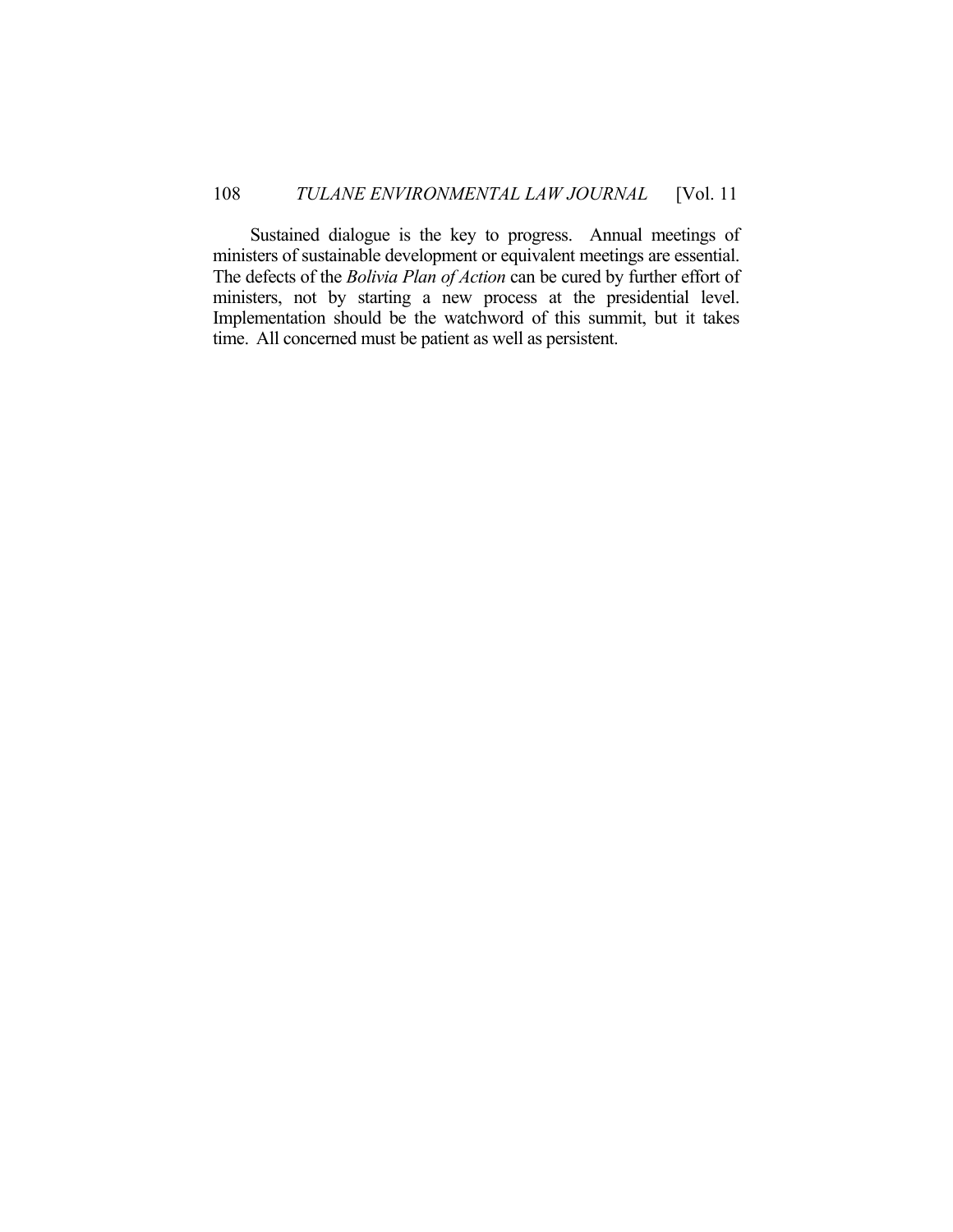Sustained dialogue is the key to progress. Annual meetings of ministers of sustainable development or equivalent meetings are essential. The defects of the *Bolivia Plan of Action* can be cured by further effort of ministers, not by starting a new process at the presidential level. Implementation should be the watchword of this summit, but it takes time. All concerned must be patient as well as persistent.